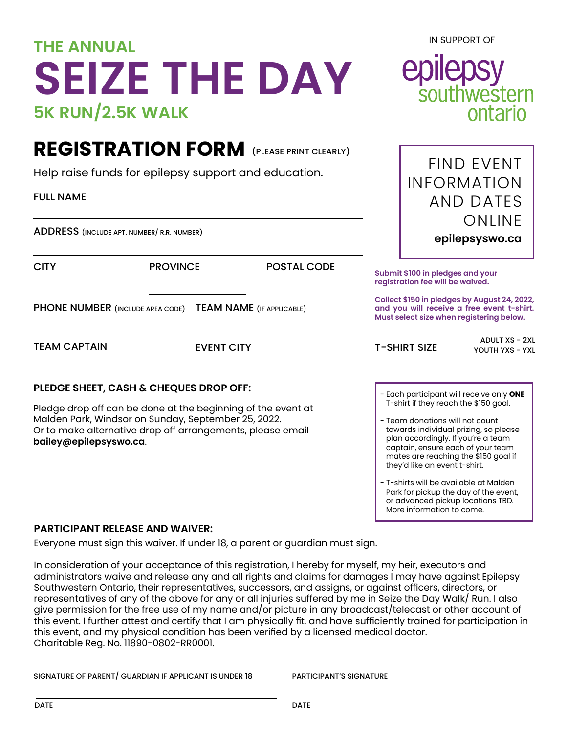THE ANNUAL

# SEIZE THE DAY

## 5K RUN/2.5K WALK

IN SUPPORT OF

epilepsy southwestern ontario

# REGISTRATION FORM (PLEASE PRINT CLEARLY)

Help raise funds for epilepsy support and education.

FULL NAME

ADDRESS (INCLUDE APT. NUMBER/ R.R. NUMBER)

CITY | PROVINCE | POSTAL CODE

PHONE NUMBER (INCLUDE AREA CODE) | TEAM NAME (IF APPLICABLE)

TEAM CAPTAIN | EVENT CITY

FIND EVENT INFORMATION AND DATES ONLINE

**epilepsyswo.ca**

**Submit $100 in pledges and your registration fee will be waived.**

**Collect $150 in pledges by August 24, 2022, and you will receive a free event t-shirt. Must select size when registering below.**

T-SHIRT SIZE | ADULT XS - 2XL | YOUTH YXS - YXL

### PLEDGE SHEET, CASH & CHEQUES DROP OFF:

Pledge drop off can be done at the beginning of the event at Malden Park, Windsor on Sunday, September 25, 2022. Or to make alternative drop off arrangements, please email **bailey@epilepsyswo.ca**.

- Each participant will receive only **ONE** T-shirt if they reach the $150 goal.
- Team donations will not count towards individual prizing, so please plan accordingly. If you're a team captain, ensure each of your team mates are reaching the $150 goal if they'd like an event t-shirt.
- T-shirts will be available at Malden Park for pickup the day of the event, or advanced pickup locations TBD. More information to come.

### PARTICIPANT RELEASE AND WAIVER:

Everyone must sign this waiver. If under 18, a parent or guardian must sign.

In consideration of your acceptance of this registration, I hereby for myself, my heir, executors and administrators waive and release any and all rights and claims for damages I may have against Epilepsy Southwestern Ontario, their representatives, successors, and assigns, or against officers, directors, or representatives of any of the above for any or all injuries suffered by me in Seize the Day Walk/ Run. I also give permission for the free use of my name and/or picture in any broadcast/telecast or other account of this event. I further attest and certify that I am physically fit, and have sufficiently trained for participation in this event, and my physical condition has been verified by a licensed medical doctor.
Charitable Reg. No. 11890-0802-RR0001.

SIGNATURE OF PARENT/ GUARDIAN IF APPLICANT IS UNDER 18 | PARTICIPANT'S SIGNATURE

DATE | DATE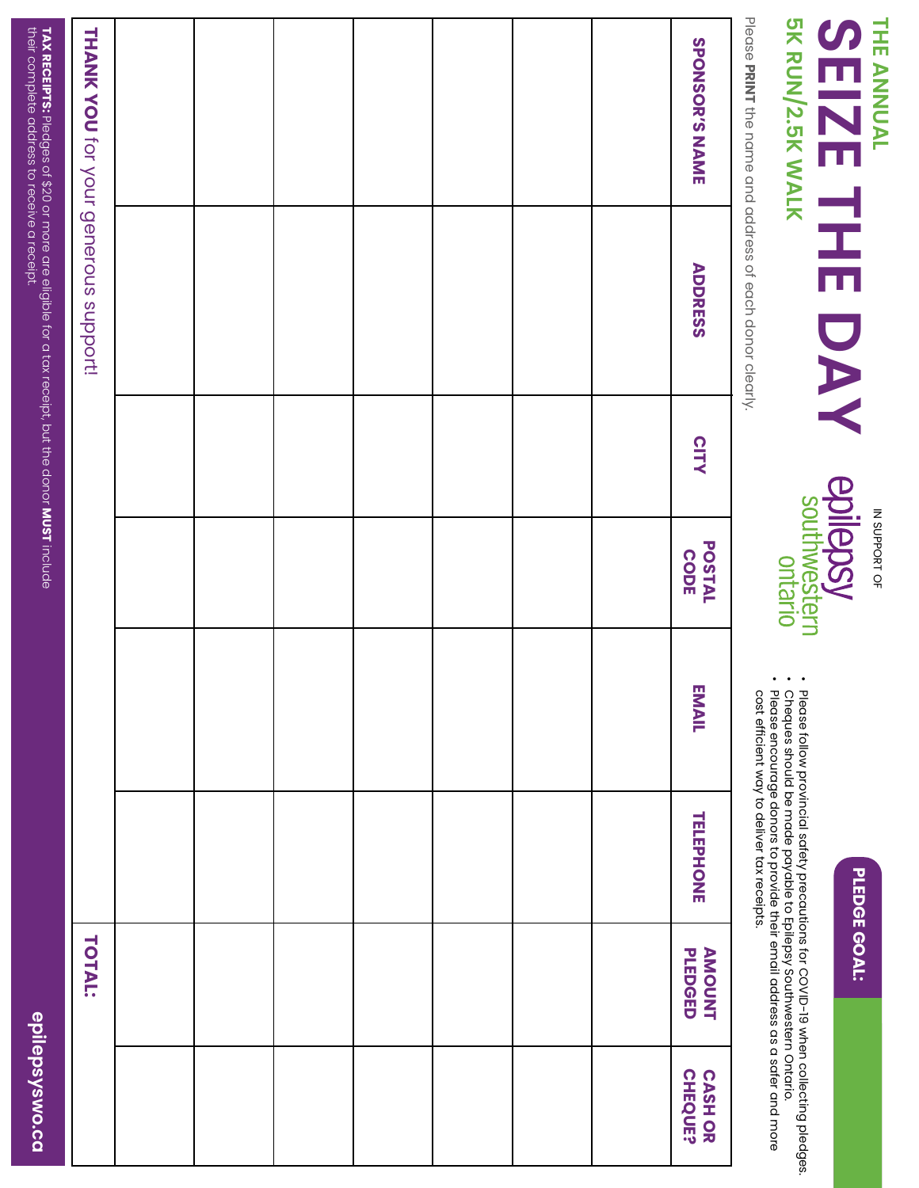THE ANNUAL

# SEIZE THE DAY

## 5K RUN/2.5K WALK

IN SUPPORT OF

epilepsy southwestern ontario

**PLEDGE GOAL:**

- Please follow provincial safety precautions for COVID-19 when collecting pledges.
- Cheques should be made payable to Epilepsy Southwestern Ontario.
- Please encourage donors to provide their email address as a safer and more cost efficient way to deliver tax receipts.

Please **PRINT** the name and address of each donor clearly.

| SPONSOR'S NAME | ADDRESS | CITY | POSTAL CODE | EMAIL | TELEPHONE | AMOUNT PLEDGED | CASH OR CHEQUE? |
|---|---|---|---|---|---|---|---|
| | | | | | | | |
| | | | | | | | |
| | | | | | | | |
| | | | | | | | |
| | | | | | | | |
| | | | | | | | |
| | | | | | | | |
| **THANK YOU** for your generous support! | | | | | **TOTAL:** | | |

**TAX RECEIPTS:** Pledges of $20 or more are eligible for a tax receipt, but the donor **MUST** include their complete address to receive a receipt.

**epilepsyswo.ca**